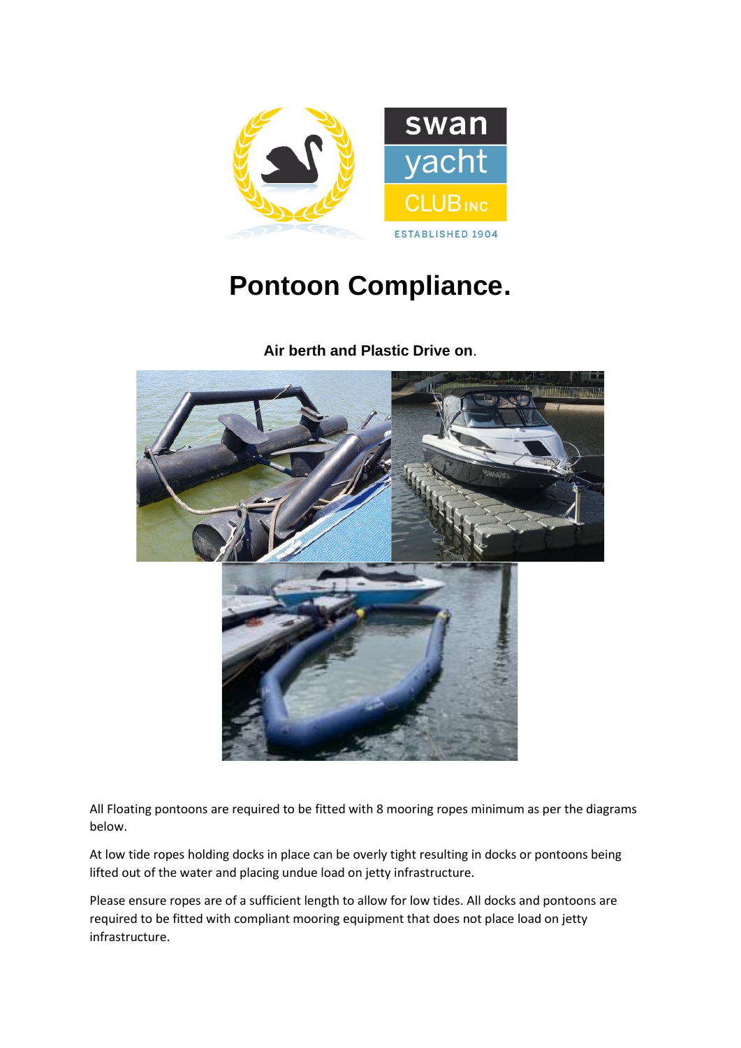swan yacht CLUB INC

ESTABLISHED 1904

# Pontoon Compliance.

**Air berth and Plastic Drive on**.

All Floating pontoons are required to be fitted with 8 mooring ropes minimum as per the diagrams below.

At low tide ropes holding docks in place can be overly tight resulting in docks or pontoons being lifted out of the water and placing undue load on jetty infrastructure.

Please ensure ropes are of a sufficient length to allow for low tides. All docks and pontoons are required to be fitted with compliant mooring equipment that does not place load on jetty infrastructure.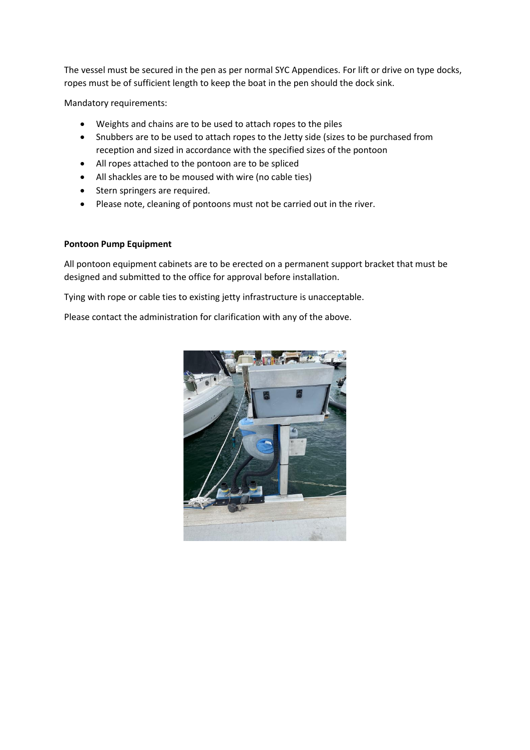The vessel must be secured in the pen as per normal SYC Appendices. For lift or drive on type docks, ropes must be of sufficient length to keep the boat in the pen should the dock sink.

Mandatory requirements:

- Weights and chains are to be used to attach ropes to the piles
- Snubbers are to be used to attach ropes to the Jetty side (sizes to be purchased from reception and sized in accordance with the specified sizes of the pontoon
- All ropes attached to the pontoon are to be spliced
- All shackles are to be moused with wire (no cable ties)
- Stern springers are required.
- Please note, cleaning of pontoons must not be carried out in the river.

**Pontoon Pump Equipment**

All pontoon equipment cabinets are to be erected on a permanent support bracket that must be designed and submitted to the office for approval before installation.

Tying with rope or cable ties to existing jetty infrastructure is unacceptable.

Please contact the administration for clarification with any of the above.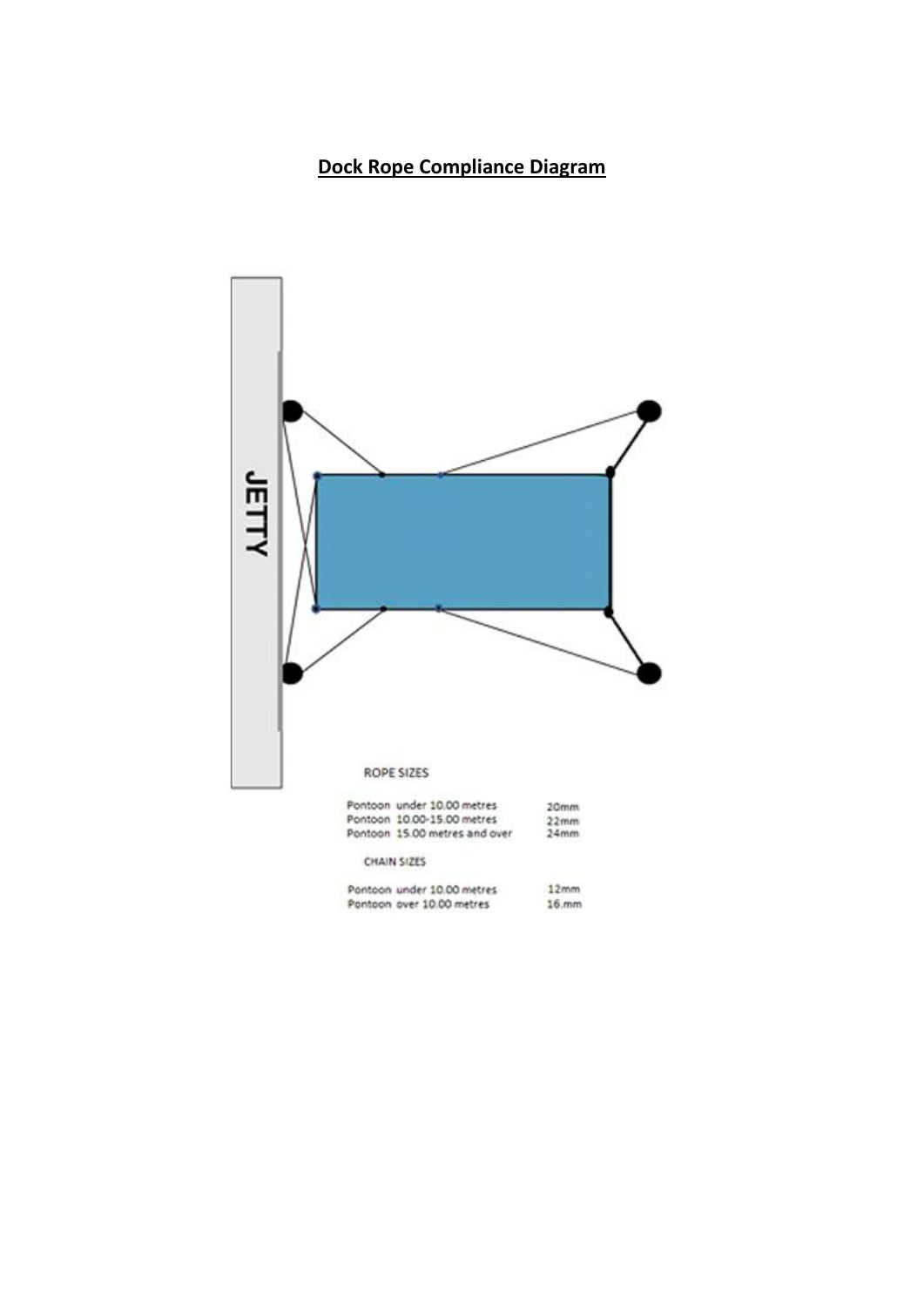**Dock Rope Compliance Diagram**

JETTY

ROPE SIZES

| | |
|---|---|
| Pontoon under 10.00 metres | 20mm |
| Pontoon 10.00-15.00 metres | 22mm |
| Pontoon 15.00 metres and over | 24mm |

CHAIN SIZES

| | |
|---|---|
| Pontoon under 10.00 metres | 12mm |
| Pontoon over 10.00 metres | 16.mm |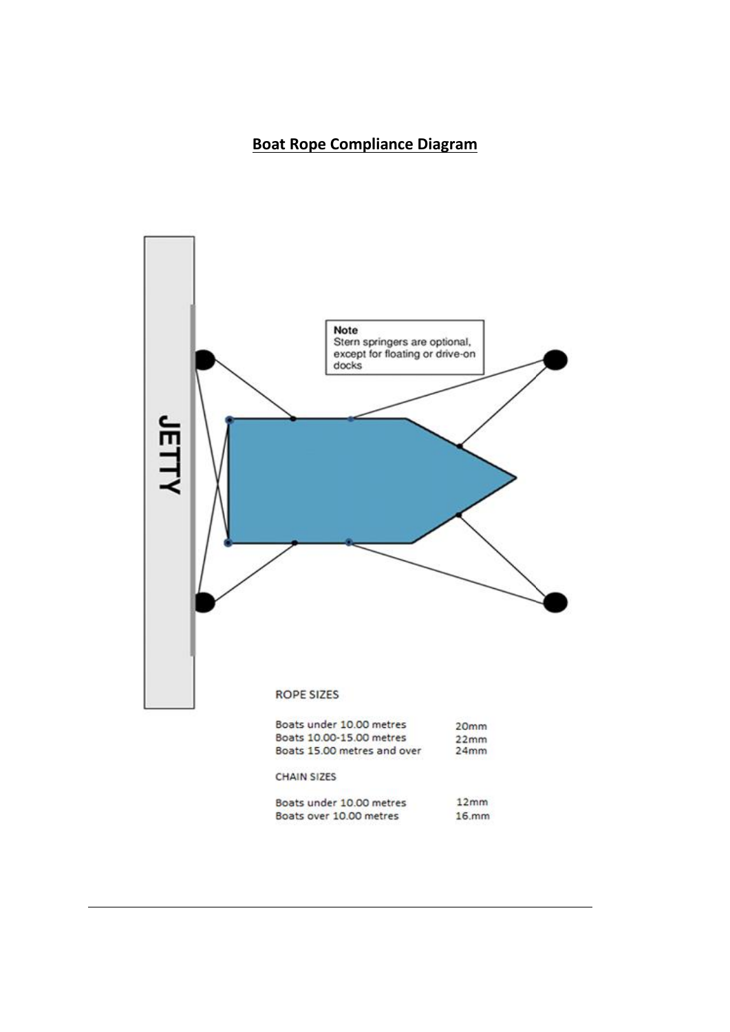## Boat Rope Compliance Diagram

JETTY

**Note**
Stern springers are optional, except for floating or drive-on docks

ROPE SIZES

| | |
|---|---|
| Boats under 10.00 metres | 20mm |
| Boats 10.00-15.00 metres | 22mm |
| Boats 15.00 metres and over | 24mm |

CHAIN SIZES

| | |
|---|---|
| Boats under 10.00 metres | 12mm |
| Boats over 10.00 metres | 16.mm |